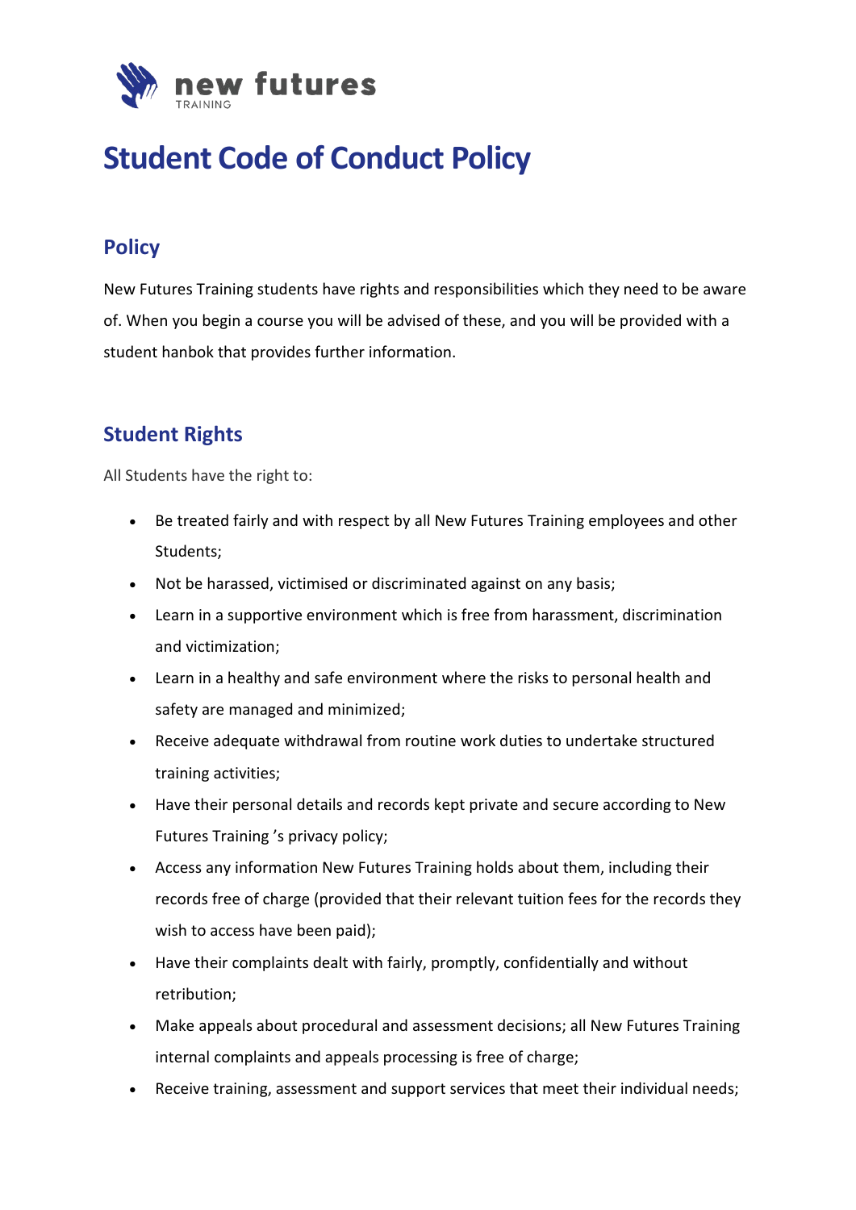# Student Code of Conduct Policy

## Policy

New Futures Training students have rights and responsibilities which they need to be aware of. When you begin a course you will be advised of these, and you will be provided with a student hanbok that provides further information.

## Student Rights

All Students have the right to:

- Be treated fairly and with respect by all New Futures Training employees and other Students;
- Not be harassed, victimised or discriminated against on any basis;
- Learn in a supportive environment which is free from harassment, discrimination and victimization;
- Learn in a healthy and safe environment where the risks to personal health and safety are managed and minimized;
- Receive adequate withdrawal from routine work duties to undertake structured training activities;
- Have their personal details and records kept private and secure according to New Futures Training 's privacy policy;
- Access any information New Futures Training holds about them, including their records free of charge (provided that their relevant tuition fees for the records they wish to access have been paid);
- Have their complaints dealt with fairly, promptly, confidentially and without retribution;
- Make appeals about procedural and assessment decisions; all New Futures Training internal complaints and appeals processing is free of charge;
- Receive training, assessment and support services that meet their individual needs;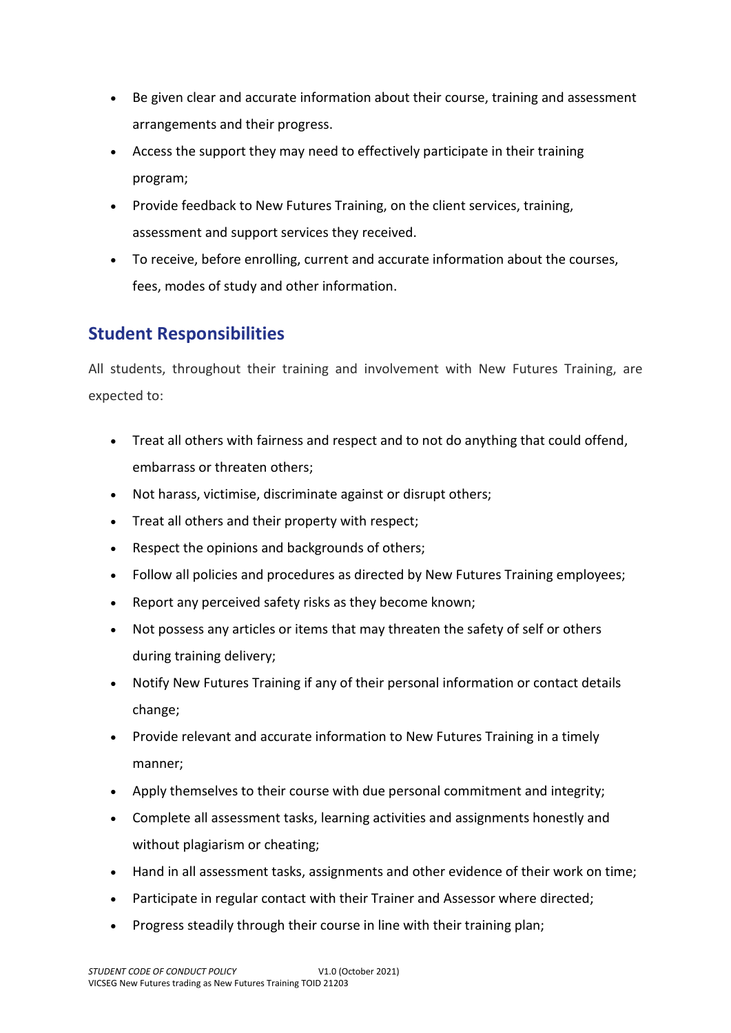- Be given clear and accurate information about their course, training and assessment arrangements and their progress.
- Access the support they may need to effectively participate in their training program;
- Provide feedback to New Futures Training, on the client services, training, assessment and support services they received.
- To receive, before enrolling, current and accurate information about the courses, fees, modes of study and other information.

## Student Responsibilities

All students, throughout their training and involvement with New Futures Training, are expected to:

- Treat all others with fairness and respect and to not do anything that could offend, embarrass or threaten others;
- Not harass, victimise, discriminate against or disrupt others;
- Treat all others and their property with respect;
- Respect the opinions and backgrounds of others;
- Follow all policies and procedures as directed by New Futures Training employees;
- Report any perceived safety risks as they become known;
- Not possess any articles or items that may threaten the safety of self or others during training delivery;
- Notify New Futures Training if any of their personal information or contact details change;
- Provide relevant and accurate information to New Futures Training in a timely manner;
- Apply themselves to their course with due personal commitment and integrity;
- Complete all assessment tasks, learning activities and assignments honestly and without plagiarism or cheating;
- Hand in all assessment tasks, assignments and other evidence of their work on time;
- Participate in regular contact with their Trainer and Assessor where directed;
- Progress steadily through their course in line with their training plan;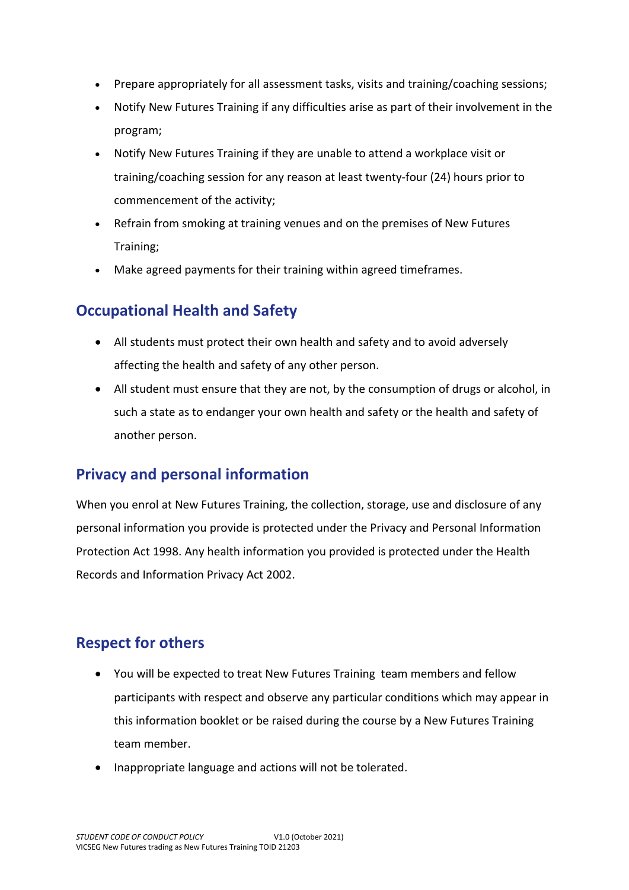- Prepare appropriately for all assessment tasks, visits and training/coaching sessions;
- Notify New Futures Training if any difficulties arise as part of their involvement in the program;
- Notify New Futures Training if they are unable to attend a workplace visit or training/coaching session for any reason at least twenty-four (24) hours prior to commencement of the activity;
- Refrain from smoking at training venues and on the premises of New Futures Training;
- Make agreed payments for their training within agreed timeframes.

## Occupational Health and Safety

- All students must protect their own health and safety and to avoid adversely affecting the health and safety of any other person.
- All student must ensure that they are not, by the consumption of drugs or alcohol, in such a state as to endanger your own health and safety or the health and safety of another person.

## Privacy and personal information

When you enrol at New Futures Training, the collection, storage, use and disclosure of any personal information you provide is protected under the Privacy and Personal Information Protection Act 1998. Any health information you provided is protected under the Health Records and Information Privacy Act 2002.

## Respect for others

- You will be expected to treat New Futures Training team members and fellow participants with respect and observe any particular conditions which may appear in this information booklet or be raised during the course by a New Futures Training team member.
- Inappropriate language and actions will not be tolerated.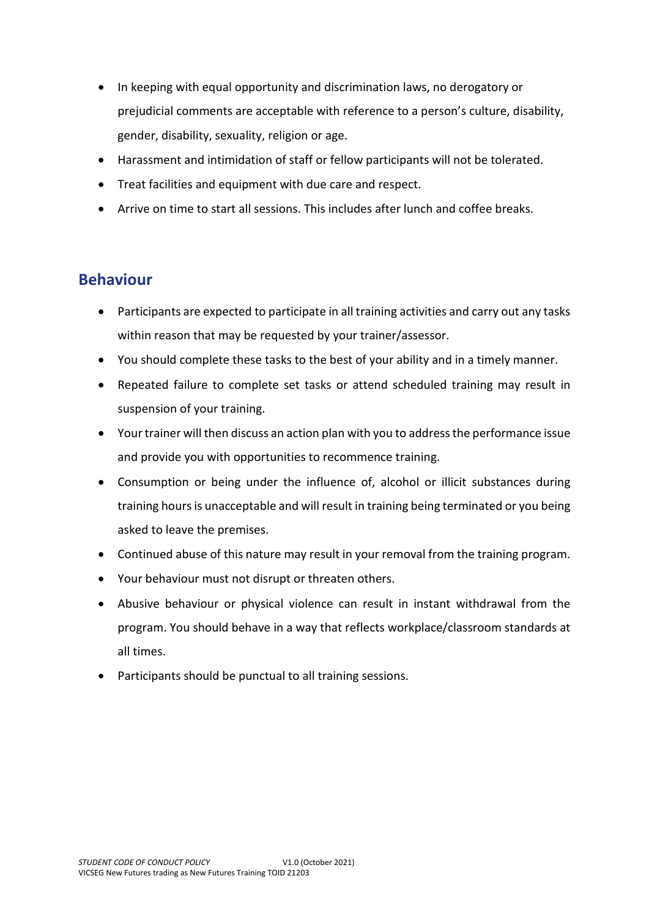- In keeping with equal opportunity and discrimination laws, no derogatory or prejudicial comments are acceptable with reference to a person's culture, disability, gender, disability, sexuality, religion or age.
- Harassment and intimidation of staff or fellow participants will not be tolerated.
- Treat facilities and equipment with due care and respect.
- Arrive on time to start all sessions. This includes after lunch and coffee breaks.

## Behaviour

- Participants are expected to participate in all training activities and carry out any tasks within reason that may be requested by your trainer/assessor.
- You should complete these tasks to the best of your ability and in a timely manner.
- Repeated failure to complete set tasks or attend scheduled training may result in suspension of your training.
- Your trainer will then discuss an action plan with you to address the performance issue and provide you with opportunities to recommence training.
- Consumption or being under the influence of, alcohol or illicit substances during training hours is unacceptable and will result in training being terminated or you being asked to leave the premises.
- Continued abuse of this nature may result in your removal from the training program.
- Your behaviour must not disrupt or threaten others.
- Abusive behaviour or physical violence can result in instant withdrawal from the program. You should behave in a way that reflects workplace/classroom standards at all times.
- Participants should be punctual to all training sessions.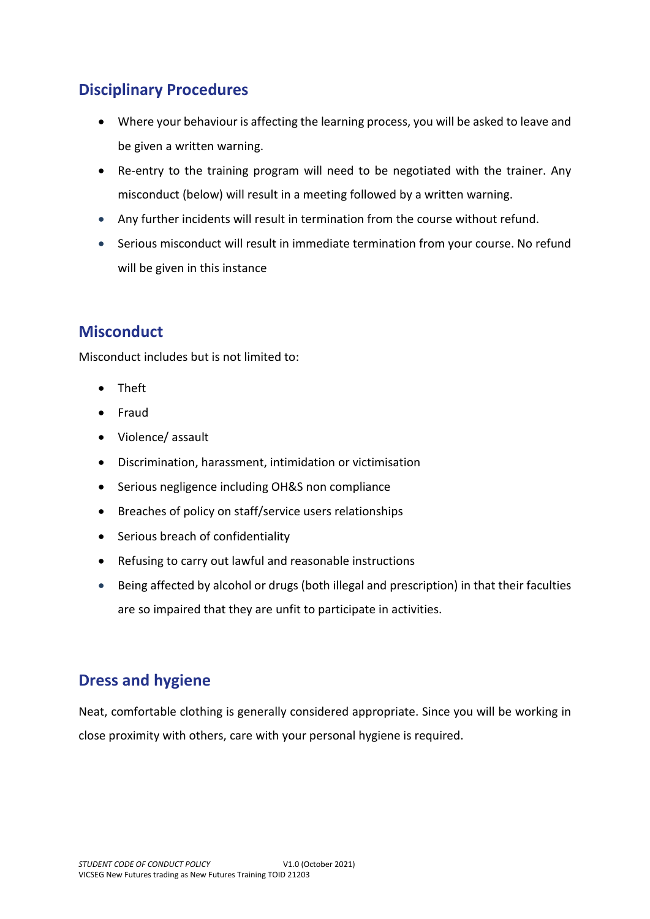## Disciplinary Procedures

- Where your behaviour is affecting the learning process, you will be asked to leave and be given a written warning.
- Re-entry to the training program will need to be negotiated with the trainer. Any misconduct (below) will result in a meeting followed by a written warning.
- Any further incidents will result in termination from the course without refund.
- Serious misconduct will result in immediate termination from your course. No refund will be given in this instance

## Misconduct

Misconduct includes but is not limited to:

- Theft
- Fraud
- Violence/ assault
- Discrimination, harassment, intimidation or victimisation
- Serious negligence including OH&S non compliance
- Breaches of policy on staff/service users relationships
- Serious breach of confidentiality
- Refusing to carry out lawful and reasonable instructions
- Being affected by alcohol or drugs (both illegal and prescription) in that their faculties are so impaired that they are unfit to participate in activities.

## Dress and hygiene

Neat, comfortable clothing is generally considered appropriate. Since you will be working in close proximity with others, care with your personal hygiene is required.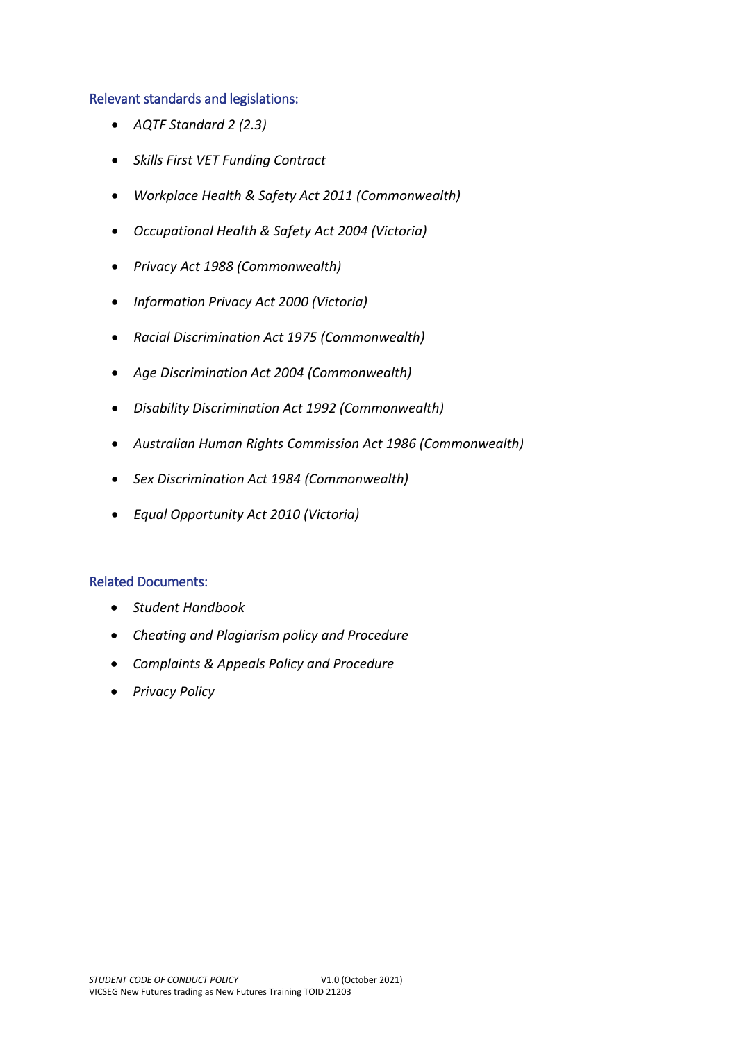## Relevant standards and legislations:

- *AQTF Standard 2 (2.3)*
- *Skills First VET Funding Contract*
- *Workplace Health & Safety Act 2011 (Commonwealth)*
- *Occupational Health & Safety Act 2004 (Victoria)*
- *Privacy Act 1988 (Commonwealth)*
- *Information Privacy Act 2000 (Victoria)*
- *Racial Discrimination Act 1975 (Commonwealth)*
- *Age Discrimination Act 2004 (Commonwealth)*
- *Disability Discrimination Act 1992 (Commonwealth)*
- *Australian Human Rights Commission Act 1986 (Commonwealth)*
- *Sex Discrimination Act 1984 (Commonwealth)*
- *Equal Opportunity Act 2010 (Victoria)*

## Related Documents:

- *Student Handbook*
- *Cheating and Plagiarism policy and Procedure*
- *Complaints & Appeals Policy and Procedure*
- *Privacy Policy*